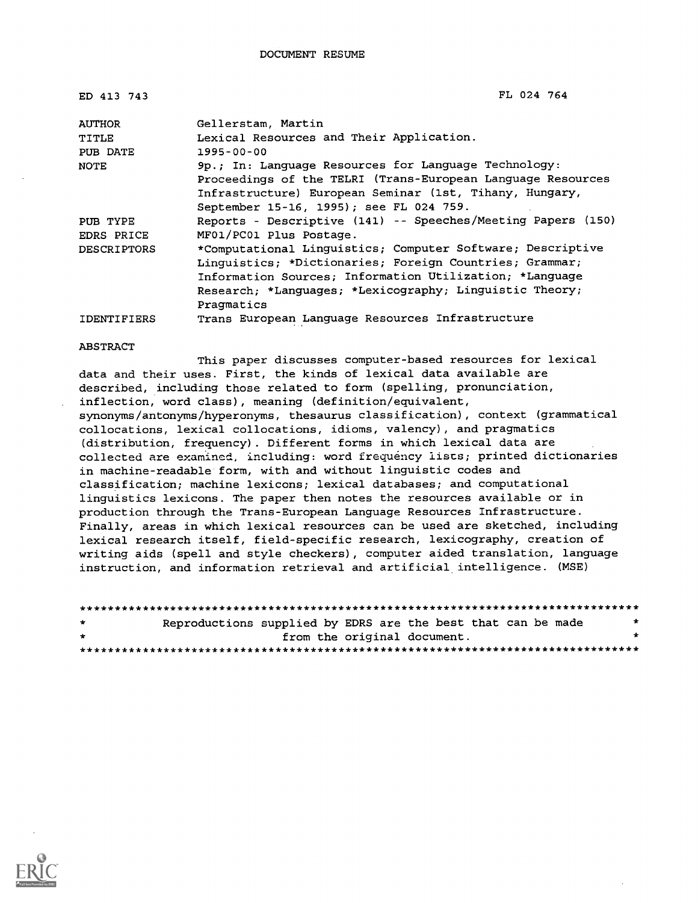DOCUMENT RESUME

ED 413 743 FL 024 764

| | |
|---|---|
| AUTHOR | Gellerstam, Martin |
| TITLE | Lexical Resources and Their Application. |
| PUB DATE | 1995-00-00 |
| NOTE | 9p.; In: Language Resources for Language Technology: Proceedings of the TELRI (Trans-European Language Resources Infrastructure) European Seminar (1st, Tihany, Hungary, September 15-16, 1995); see FL 024 759. |
| PUB TYPE | Reports - Descriptive (141) -- Speeches/Meeting Papers (150) |
| EDRS PRICE | MF01/PC01 Plus Postage. |
| DESCRIPTORS | *Computational Linguistics; Computer Software; Descriptive Linguistics; *Dictionaries; Foreign Countries; Grammar; Information Sources; Information Utilization; *Language Research; *Languages; *Lexicography; Linguistic Theory; Pragmatics |
| IDENTIFIERS | Trans European Language Resources Infrastructure |

ABSTRACT

This paper discusses computer-based resources for lexical data and their uses. First, the kinds of lexical data available are described, including those related to form (spelling, pronunciation, inflection, word class), meaning (definition/equivalent, synonyms/antonyms/hyperonyms, thesaurus classification), context (grammatical collocations, lexical collocations, idioms, valency), and pragmatics (distribution, frequency). Different forms in which lexical data are collected are examined, including: word frequency lists; printed dictionaries in machine-readable form, with and without linguistic codes and classification; machine lexicons; lexical databases; and computational linguistics lexicons. The paper then notes the resources available or in production through the Trans-European Language Resources Infrastructure. Finally, areas in which lexical resources can be used are sketched, including lexical research itself, field-specific research, lexicography, creation of writing aids (spell and style checkers), computer aided translation, language instruction, and information retrieval and artificial intelligence. (MSE)

********************************************************************************
* Reproductions supplied by EDRS are the best that can be made *
* from the original document. *
********************************************************************************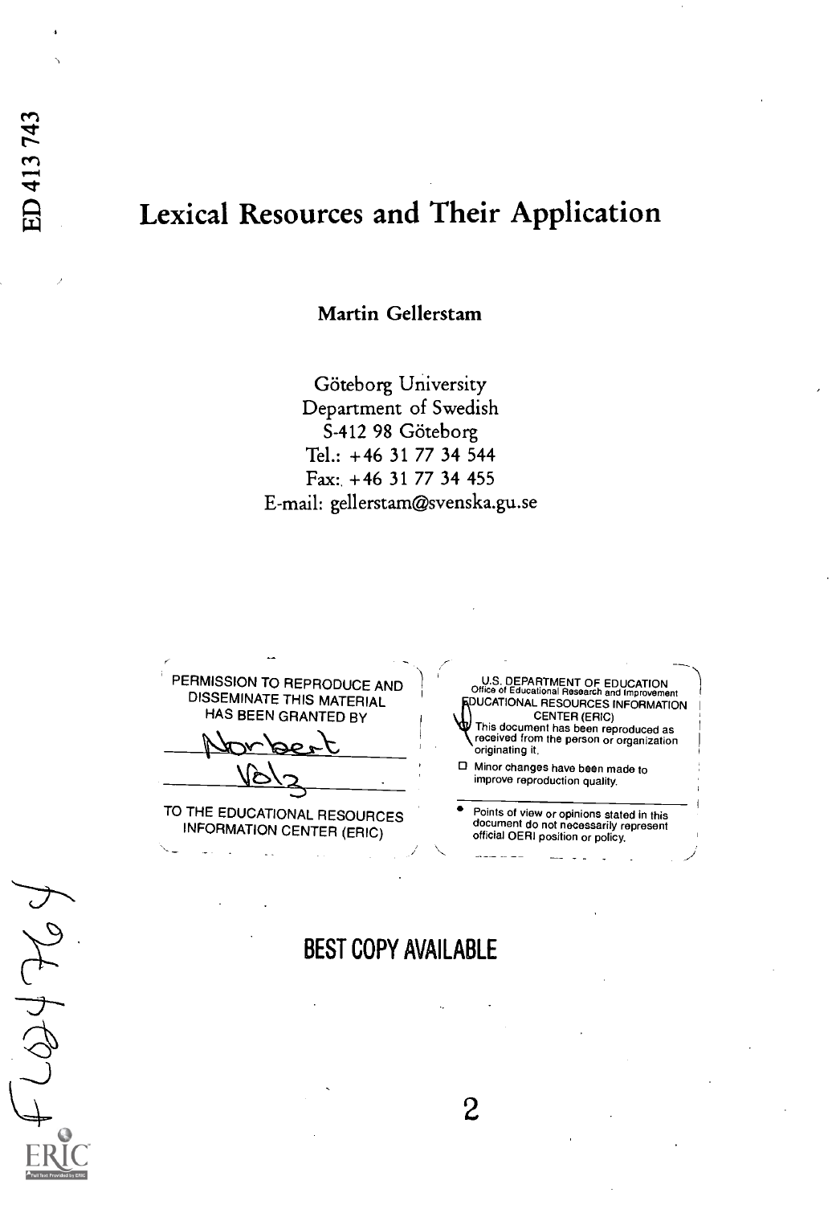# Lexical Resources and Their Application

**Martin Gellerstam**

Göteborg University
Department of Swedish
S-412 98 Göteborg
Tel.: +46 31 77 34 544
Fax: +46 31 77 34 455
E-mail: gellerstam@svenska.gu.se

PERMISSION TO REPRODUCE AND DISSEMINATE THIS MATERIAL HAS BEEN GRANTED BY

Norbert Volz

TO THE EDUCATIONAL RESOURCES INFORMATION CENTER (ERIC)

U.S. DEPARTMENT OF EDUCATION
Office of Educational Research and Improvement
EDUCATIONAL RESOURCES INFORMATION CENTER (ERIC)

- This document has been reproduced as received from the person or organization originating it.
- Minor changes have been made to improve reproduction quality.
- Points of view or opinions stated in this document do not necessarily represent official OERI position or policy.

BEST COPY AVAILABLE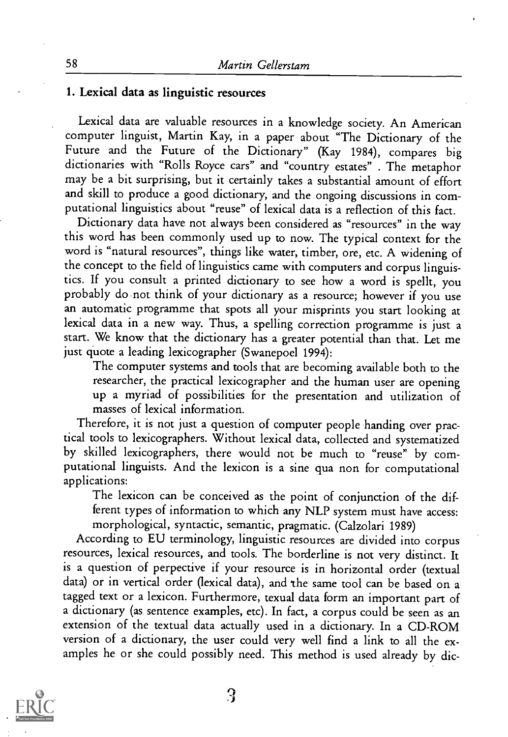## 1. Lexical data as linguistic resources

Lexical data are valuable resources in a knowledge society. An American computer linguist, Martin Kay, in a paper about "The Dictionary of the Future and the Future of the Dictionary" (Kay 1984), compares big dictionaries with "Rolls Royce cars" and "country estates" . The metaphor may be a bit surprising, but it certainly takes a substantial amount of effort and skill to produce a good dictionary, and the ongoing discussions in computational linguistics about "reuse" of lexical data is a reflection of this fact.

Dictionary data have not always been considered as "resources" in the way this word has been commonly used up to now. The typical context for the word is "natural resources", things like water, timber, ore, etc. A widening of the concept to the field of linguistics came with computers and corpus linguistics. If you consult a printed dictionary to see how a word is spellt, you probably do not think of your dictionary as a resource; however if you use an automatic programme that spots all your misprints you start looking at lexical data in a new way. Thus, a spelling correction programme is just a start. We know that the dictionary has a greater potential than that. Let me just quote a leading lexicographer (Swanepoel 1994):

> The computer systems and tools that are becoming available both to the researcher, the practical lexicographer and the human user are opening up a myriad of possibilities for the presentation and utilization of masses of lexical information.

Therefore, it is not just a question of computer people handing over practical tools to lexicographers. Without lexical data, collected and systematized by skilled lexicographers, there would not be much to "reuse" by computational linguists. And the lexicon is a sine qua non for computational applications:

> The lexicon can be conceived as the point of conjunction of the different types of information to which any NLP system must have access: morphological, syntactic, semantic, pragmatic. (Calzolari 1989)

According to EU terminology, linguistic resources are divided into corpus resources, lexical resources, and tools. The borderline is not very distinct. It is a question of perpective if your resource is in horizontal order (textual data) or in vertical order (lexical data), and the same tool can be based on a tagged text or a lexicon. Furthermore, texual data form an important part of a dictionary (as sentence examples, etc). In fact, a corpus could be seen as an extension of the textual data actually used in a dictionary. In a CD-ROM version of a dictionary, the user could very well find a link to all the examples he or she could possibly need. This method is used already by dic-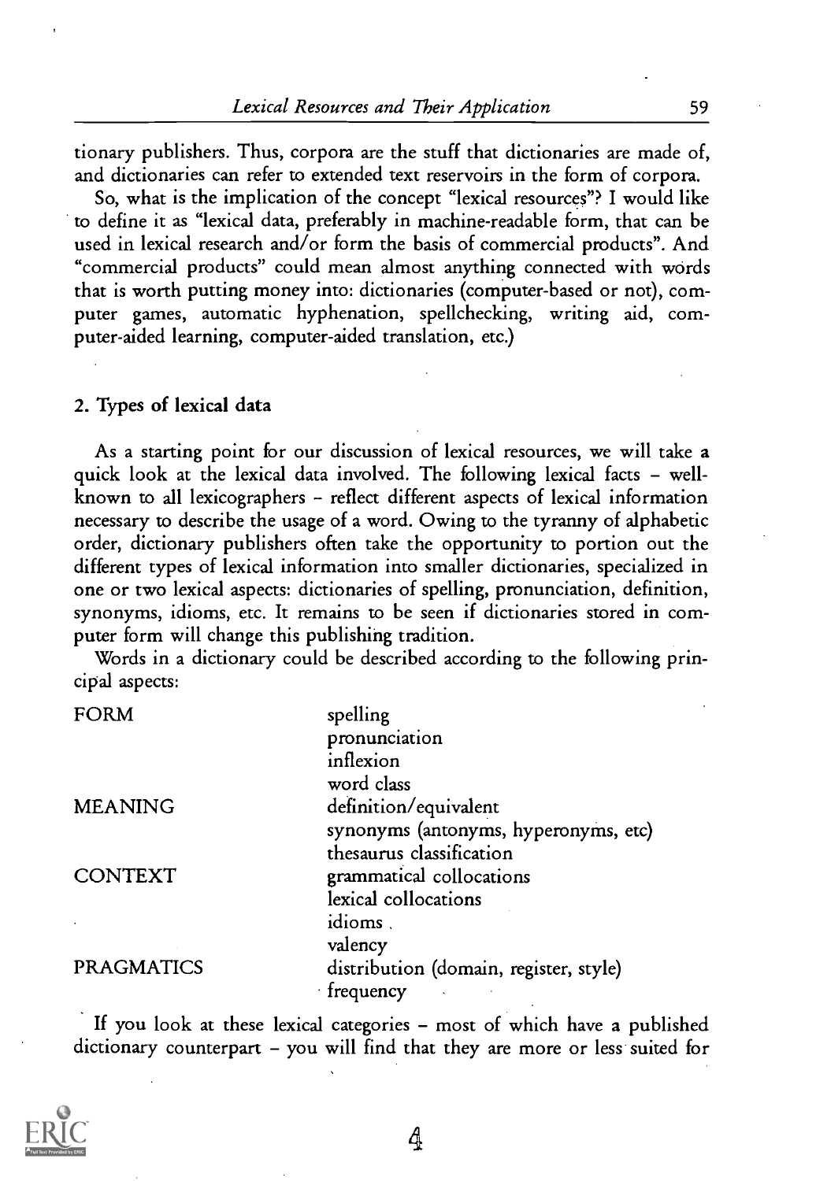tionary publishers. Thus, corpora are the stuff that dictionaries are made of, and dictionaries can refer to extended text reservoirs in the form of corpora.

So, what is the implication of the concept "lexical resources"? I would like to define it as "lexical data, preferably in machine-readable form, that can be used in lexical research and/or form the basis of commercial products". And "commercial products" could mean almost anything connected with words that is worth putting money into: dictionaries (computer-based or not), computer games, automatic hyphenation, spellchecking, writing aid, computer-aided learning, computer-aided translation, etc.)

## 2. Types of lexical data

As a starting point for our discussion of lexical resources, we will take a quick look at the lexical data involved. The following lexical facts – well-known to all lexicographers – reflect different aspects of lexical information necessary to describe the usage of a word. Owing to the tyranny of alphabetic order, dictionary publishers often take the opportunity to portion out the different types of lexical information into smaller dictionaries, specialized in one or two lexical aspects: dictionaries of spelling, pronunciation, definition, synonyms, idioms, etc. It remains to be seen if dictionaries stored in computer form will change this publishing tradition.

Words in a dictionary could be described according to the following principal aspects:

| | |
|---|---|
| FORM | spelling |
| | pronunciation |
| | inflexion |
| | word class |
| MEANING | definition/equivalent |
| | synonyms (antonyms, hyperonyms, etc) |
| | thesaurus classification |
| CONTEXT | grammatical collocations |
| | lexical collocations |
| | idioms |
| | valency |
| PRAGMATICS | distribution (domain, register, style) |
| | frequency |

If you look at these lexical categories – most of which have a published dictionary counterpart – you will find that they are more or less suited for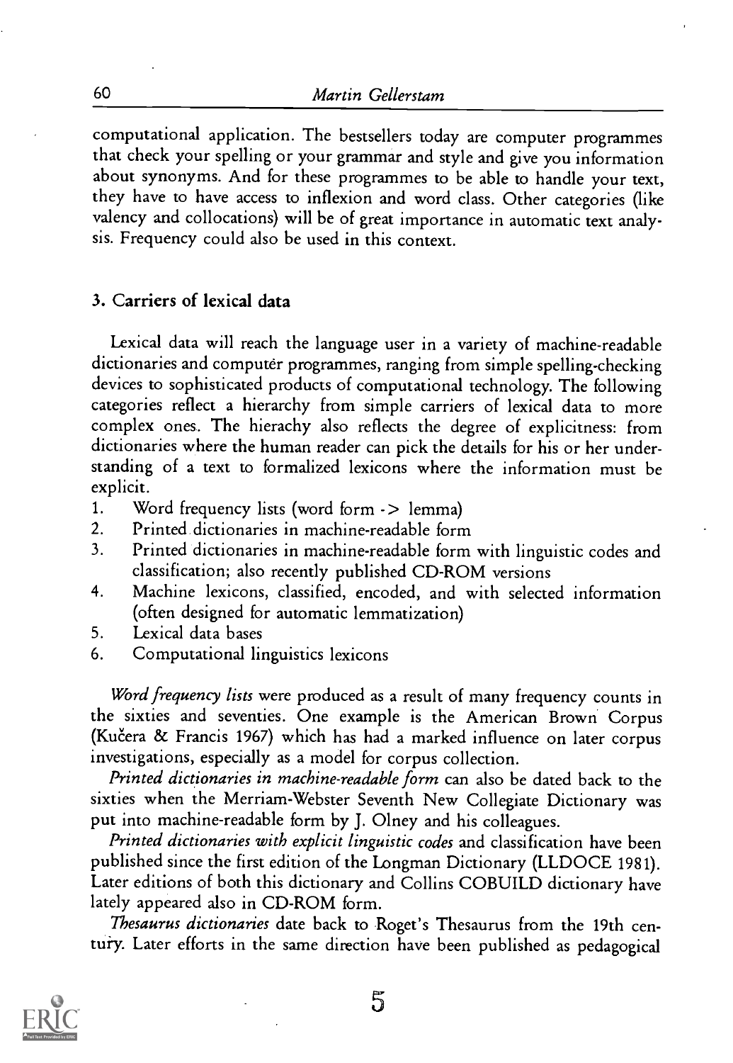computational application. The bestsellers today are computer programmes that check your spelling or your grammar and style and give you information about synonyms. And for these programmes to be able to handle your text, they have to have access to inflexion and word class. Other categories (like valency and collocations) will be of great importance in automatic text analysis. Frequency could also be used in this context.

## 3. Carriers of lexical data

Lexical data will reach the language user in a variety of machine-readable dictionaries and computer programmes, ranging from simple spelling-checking devices to sophisticated products of computational technology. The following categories reflect a hierarchy from simple carriers of lexical data to more complex ones. The hierachy also reflects the degree of explicitness: from dictionaries where the human reader can pick the details for his or her understanding of a text to formalized lexicons where the information must be explicit.

1. Word frequency lists (word form -> lemma)
2. Printed dictionaries in machine-readable form
3. Printed dictionaries in machine-readable form with linguistic codes and classification; also recently published CD-ROM versions
4. Machine lexicons, classified, encoded, and with selected information (often designed for automatic lemmatization)
5. Lexical data bases
6. Computational linguistics lexicons

*Word frequency lists* were produced as a result of many frequency counts in the sixties and seventies. One example is the American Brown Corpus (Kučera & Francis 1967) which has had a marked influence on later corpus investigations, especially as a model for corpus collection.

*Printed dictionaries in machine-readable form* can also be dated back to the sixties when the Merriam-Webster Seventh New Collegiate Dictionary was put into machine-readable form by J. Olney and his colleagues.

*Printed dictionaries with explicit linguistic codes* and classification have been published since the first edition of the Longman Dictionary (LLDOCE 1981). Later editions of both this dictionary and Collins COBUILD dictionary have lately appeared also in CD-ROM form.

*Thesaurus dictionaries* date back to Roget's Thesaurus from the 19th century. Later efforts in the same direction have been published as pedagogical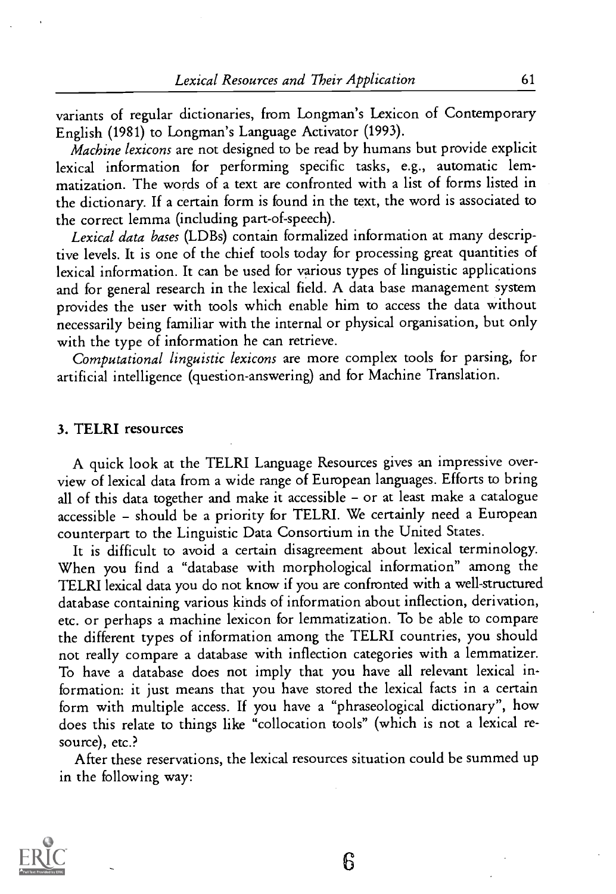variants of regular dictionaries, from Longman's Lexicon of Contemporary English (1981) to Longman's Language Activator (1993).

*Machine lexicons* are not designed to be read by humans but provide explicit lexical information for performing specific tasks, e.g., automatic lemmatization. The words of a text are confronted with a list of forms listed in the dictionary. If a certain form is found in the text, the word is associated to the correct lemma (including part-of-speech).

*Lexical data bases* (LDBs) contain formalized information at many descriptive levels. It is one of the chief tools today for processing great quantities of lexical information. It can be used for various types of linguistic applications and for general research in the lexical field. A data base management system provides the user with tools which enable him to access the data without necessarily being familiar with the internal or physical organisation, but only with the type of information he can retrieve.

*Computational linguistic lexicons* are more complex tools for parsing, for artificial intelligence (question-answering) and for Machine Translation.

## 3. TELRI resources

A quick look at the TELRI Language Resources gives an impressive overview of lexical data from a wide range of European languages. Efforts to bring all of this data together and make it accessible – or at least make a catalogue accessible – should be a priority for TELRI. We certainly need a European counterpart to the Linguistic Data Consortium in the United States.

It is difficult to avoid a certain disagreement about lexical terminology. When you find a "database with morphological information" among the TELRI lexical data you do not know if you are confronted with a well-structured database containing various kinds of information about inflection, derivation, etc. or perhaps a machine lexicon for lemmatization. To be able to compare the different types of information among the TELRI countries, you should not really compare a database with inflection categories with a lemmatizer. To have a database does not imply that you have all relevant lexical information: it just means that you have stored the lexical facts in a certain form with multiple access. If you have a "phraseological dictionary", how does this relate to things like "collocation tools" (which is not a lexical resource), etc.?

After these reservations, the lexical resources situation could be summed up in the following way: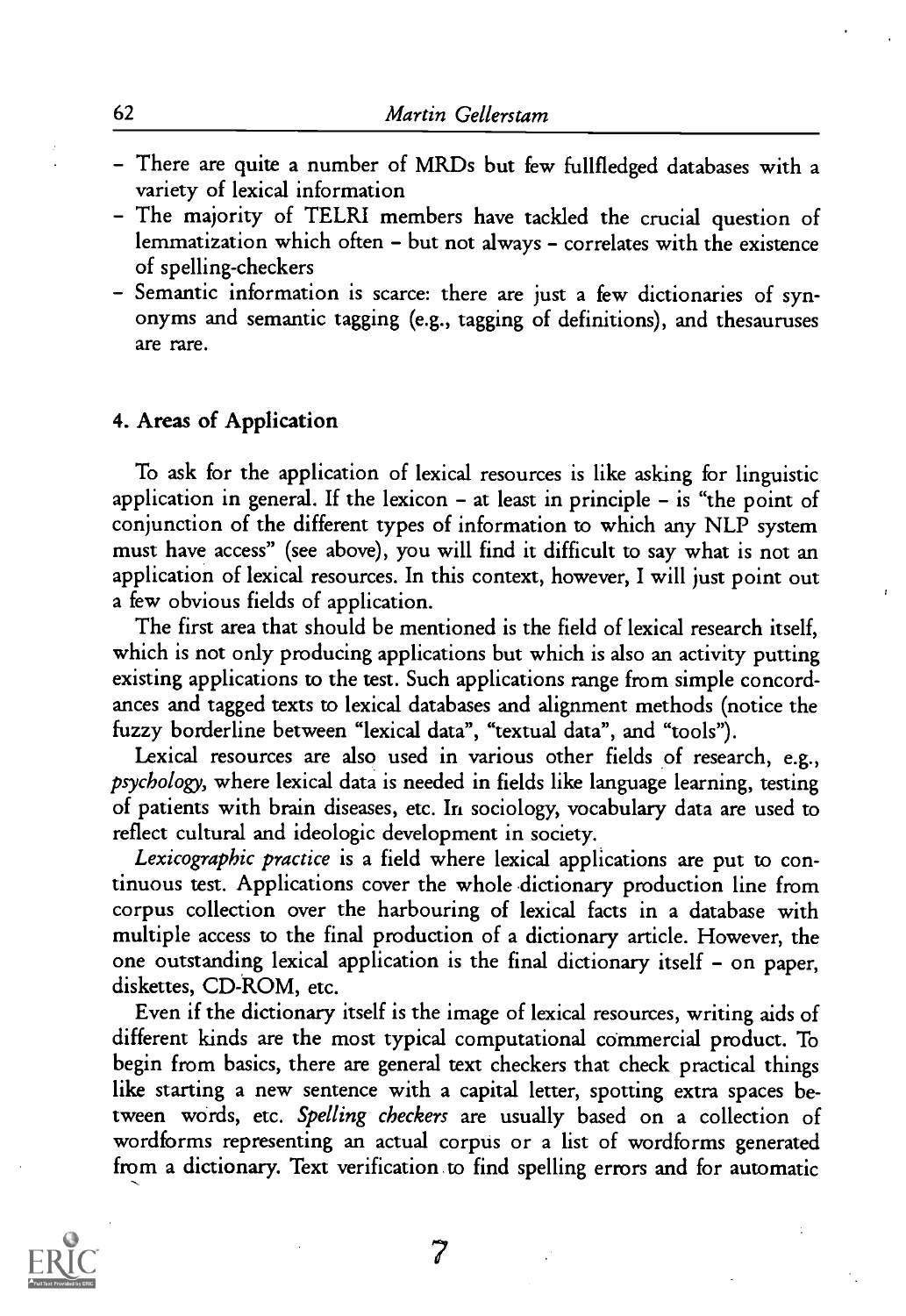- There are quite a number of MRDs but few fullfledged databases with a variety of lexical information
- The majority of TELRI members have tackled the crucial question of lemmatization which often – but not always – correlates with the existence of spelling-checkers
- Semantic information is scarce: there are just a few dictionaries of synonyms and semantic tagging (e.g., tagging of definitions), and thesauruses are rare.

## 4. Areas of Application

To ask for the application of lexical resources is like asking for linguistic application in general. If the lexicon – at least in principle – is "the point of conjunction of the different types of information to which any NLP system must have access" (see above), you will find it difficult to say what is not an application of lexical resources. In this context, however, I will just point out a few obvious fields of application.

The first area that should be mentioned is the field of lexical research itself, which is not only producing applications but which is also an activity putting existing applications to the test. Such applications range from simple concordances and tagged texts to lexical databases and alignment methods (notice the fuzzy borderline between "lexical data", "textual data", and "tools").

Lexical resources are also used in various other fields of research, e.g., *psychology*, where lexical data is needed in fields like language learning, testing of patients with brain diseases, etc. In sociology, vocabulary data are used to reflect cultural and ideologic development in society.

*Lexicographic practice* is a field where lexical applications are put to continuous test. Applications cover the whole dictionary production line from corpus collection over the harbouring of lexical facts in a database with multiple access to the final production of a dictionary article. However, the one outstanding lexical application is the final dictionary itself – on paper, diskettes, CD-ROM, etc.

Even if the dictionary itself is the image of lexical resources, writing aids of different kinds are the most typical computational commercial product. To begin from basics, there are general text checkers that check practical things like starting a new sentence with a capital letter, spotting extra spaces between words, etc. *Spelling checkers* are usually based on a collection of wordforms representing an actual corpus or a list of wordforms generated from a dictionary. Text verification to find spelling errors and for automatic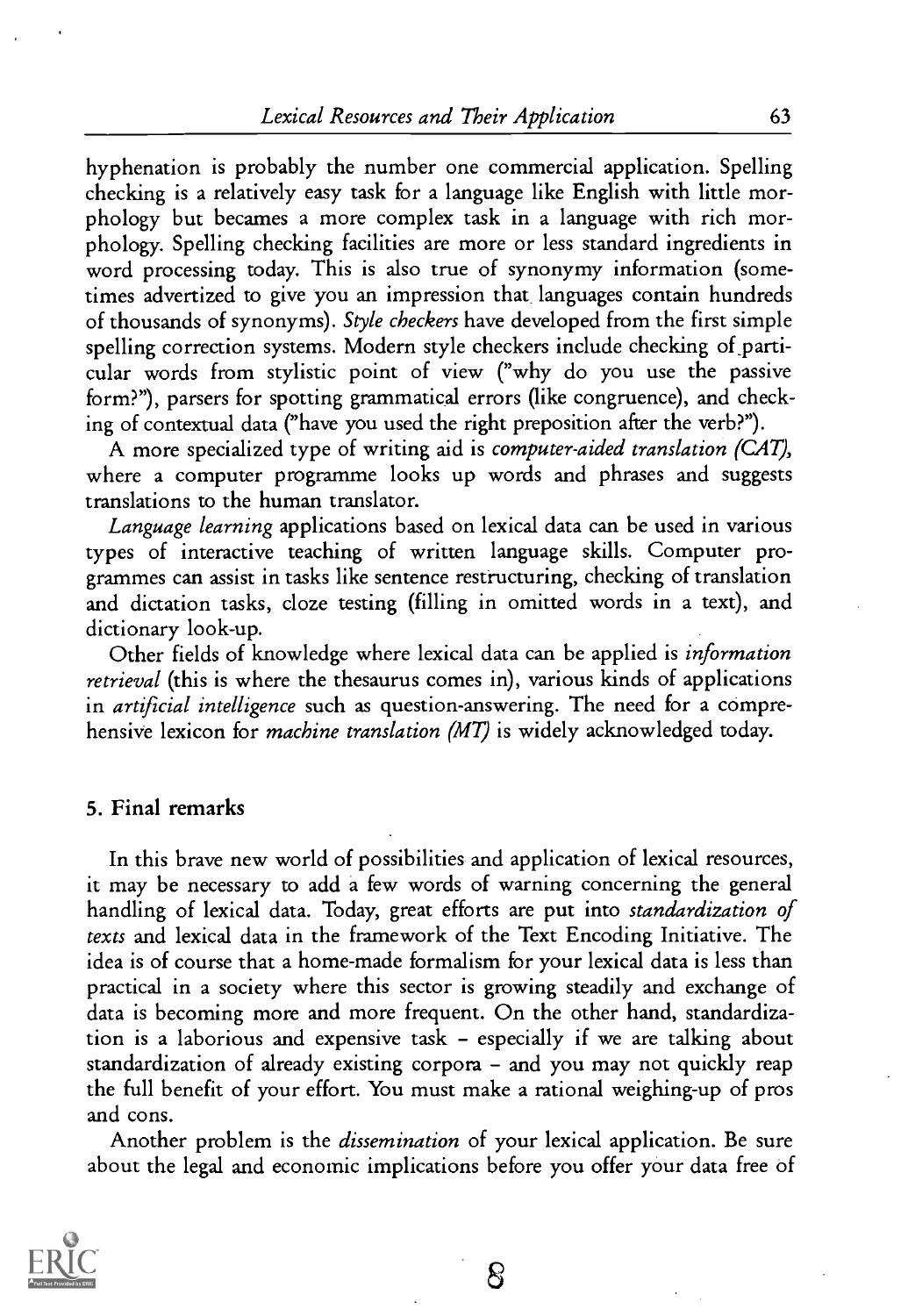hyphenation is probably the number one commercial application. Spelling checking is a relatively easy task for a language like English with little morphology but becames a more complex task in a language with rich morphology. Spelling checking facilities are more or less standard ingredients in word processing today. This is also true of synonymy information (sometimes advertized to give you an impression that languages contain hundreds of thousands of synonyms). *Style checkers* have developed from the first simple spelling correction systems. Modern style checkers include checking of particular words from stylistic point of view ("why do you use the passive form?"), parsers for spotting grammatical errors (like congruence), and checking of contextual data ("have you used the right preposition after the verb?").

A more specialized type of writing aid is *computer-aided translation (CAT)*, where a computer programme looks up words and phrases and suggests translations to the human translator.

*Language learning* applications based on lexical data can be used in various types of interactive teaching of written language skills. Computer programmes can assist in tasks like sentence restructuring, checking of translation and dictation tasks, cloze testing (filling in omitted words in a text), and dictionary look-up.

Other fields of knowledge where lexical data can be applied is *information retrieval* (this is where the thesaurus comes in), various kinds of applications in *artificial intelligence* such as question-answering. The need for a comprehensive lexicon for *machine translation (MT)* is widely acknowledged today.

## 5. Final remarks

In this brave new world of possibilities and application of lexical resources, it may be necessary to add a few words of warning concerning the general handling of lexical data. Today, great efforts are put into *standardization of texts* and lexical data in the framework of the Text Encoding Initiative. The idea is of course that a home-made formalism for your lexical data is less than practical in a society where this sector is growing steadily and exchange of data is becoming more and more frequent. On the other hand, standardization is a laborious and expensive task – especially if we are talking about standardization of already existing corpora – and you may not quickly reap the full benefit of your effort. You must make a rational weighing-up of pros and cons.

Another problem is the *dissemination* of your lexical application. Be sure about the legal and economic implications before you offer your data free of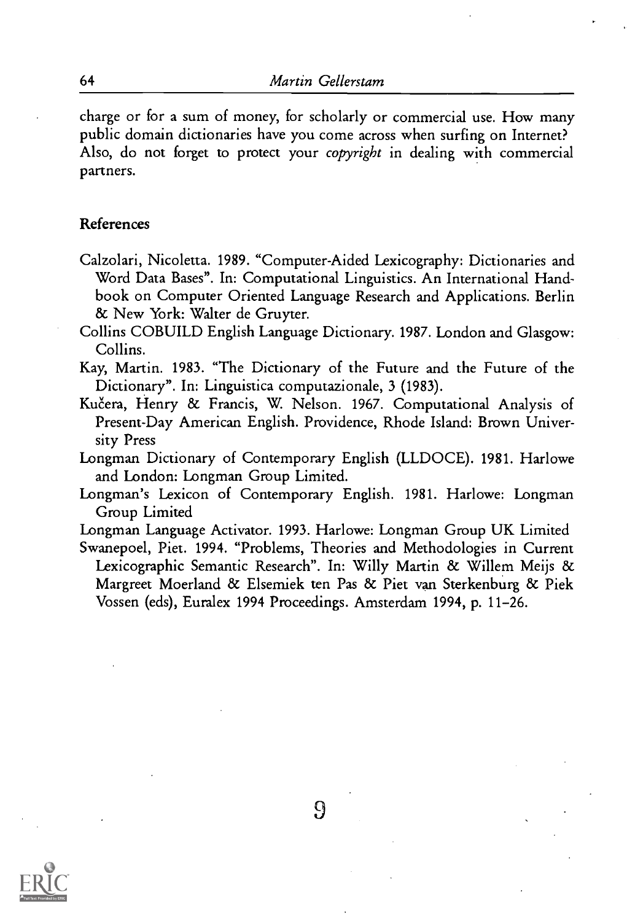charge or for a sum of money, for scholarly or commercial use. How many public domain dictionaries have you come across when surfing on Internet? Also, do not forget to protect your *copyright* in dealing with commercial partners.

## References

Calzolari, Nicoletta. 1989. "Computer-Aided Lexicography: Dictionaries and Word Data Bases". In: Computational Linguistics. An International Handbook on Computer Oriented Language Research and Applications. Berlin & New York: Walter de Gruyter.

Collins COBUILD English Language Dictionary. 1987. London and Glasgow: Collins.

Kay, Martin. 1983. "The Dictionary of the Future and the Future of the Dictionary". In: Linguistica computazionale, 3 (1983).

Kučera, Henry & Francis, W. Nelson. 1967. Computational Analysis of Present-Day American English. Providence, Rhode Island: Brown University Press

Longman Dictionary of Contemporary English (LLDOCE). 1981. Harlowe and London: Longman Group Limited.

Longman's Lexicon of Contemporary English. 1981. Harlowe: Longman Group Limited

Longman Language Activator. 1993. Harlowe: Longman Group UK Limited

Swanepoel, Piet. 1994. "Problems, Theories and Methodologies in Current Lexicographic Semantic Research". In: Willy Martin & Willem Meijs & Margreet Moerland & Elsemiek ten Pas & Piet van Sterkenburg & Piek Vossen (eds), Euralex 1994 Proceedings. Amsterdam 1994, p. 11–26.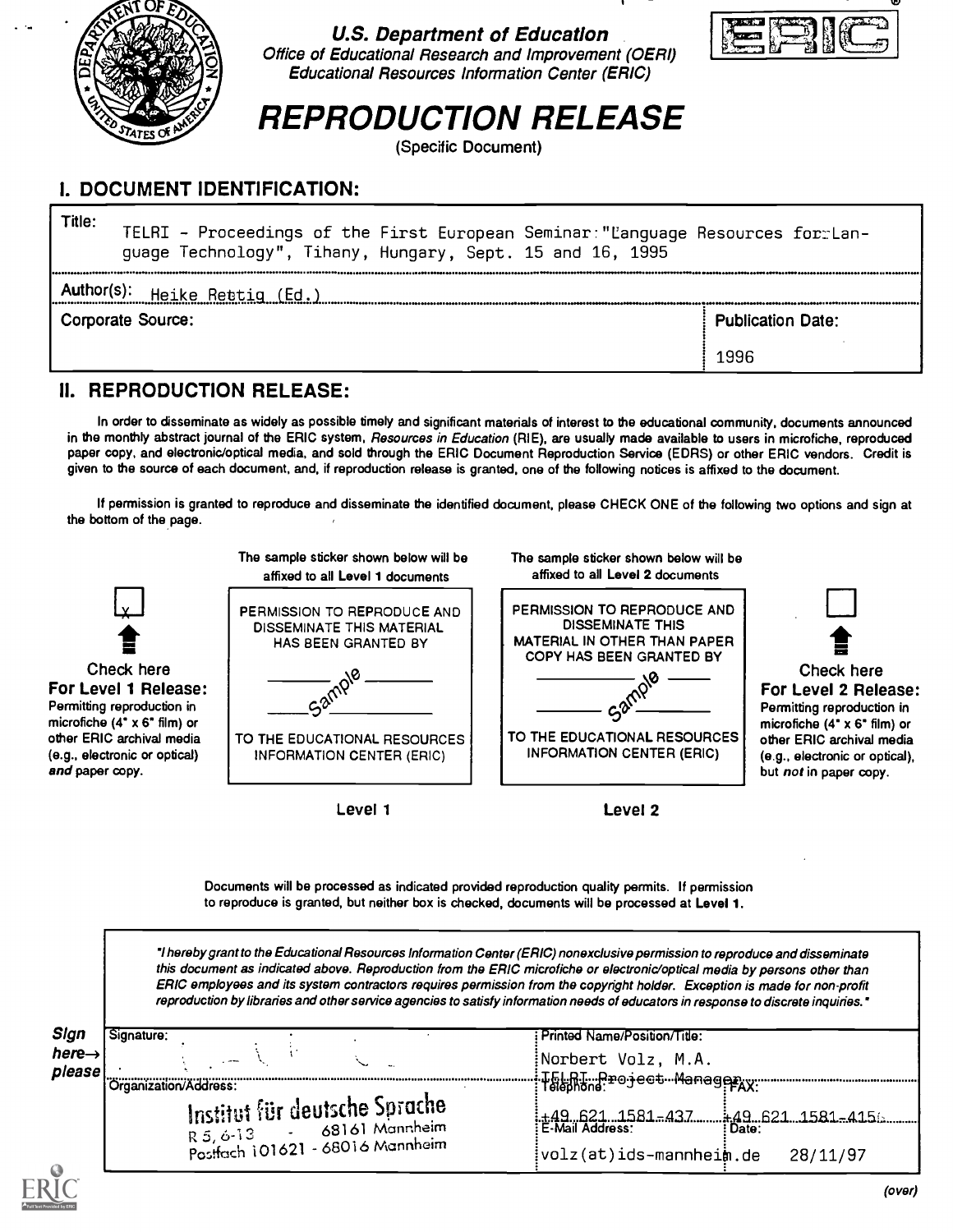**U.S. Department of Education**
*Office of Educational Research and Improvement (OERI)*
*Educational Resources Information Center (ERIC)*

# REPRODUCTION RELEASE

(Specific Document)

## I. DOCUMENT IDENTIFICATION:

Title: TELRI - Proceedings of the First European Seminar: "Language Resources for Language Technology", Tihany, Hungary, Sept. 15 and 16, 1995

Author(s): Heike Rettig (Ed.)

Corporate Source:

Publication Date: 1996

## II. REPRODUCTION RELEASE:

In order to disseminate as widely as possible timely and significant materials of interest to the educational community, documents announced in the monthly abstract journal of the ERIC system, *Resources in Education* (RIE), are usually made available to users in microfiche, reproduced paper copy, and electronic/optical media, and sold through the ERIC Document Reproduction Service (EDRS) or other ERIC vendors. Credit is given to the source of each document, and, if reproduction release is granted, one of the following notices is affixed to the document.

If permission is granted to reproduce and disseminate the identified document, please CHECK ONE of the following two options and sign at the bottom of the page.

[x] **Check here For Level 1 Release:** Permitting reproduction in microfiche (4" x 6" film) or other ERIC archival media (e.g., electronic or optical) *and* paper copy.

The sample sticker shown below will be affixed to all **Level 1** documents

PERMISSION TO REPRODUCE AND DISSEMINATE THIS MATERIAL HAS BEEN GRANTED BY

Sample

TO THE EDUCATIONAL RESOURCES INFORMATION CENTER (ERIC)

Level 1

The sample sticker shown below will be affixed to all **Level 2** documents

PERMISSION TO REPRODUCE AND DISSEMINATE THIS MATERIAL IN OTHER THAN PAPER COPY HAS BEEN GRANTED BY

Sample

TO THE EDUCATIONAL RESOURCES INFORMATION CENTER (ERIC)

Level 2

[ ] **Check here For Level 2 Release:** Permitting reproduction in microfiche (4" x 6" film) or other ERIC archival media (e.g., electronic or optical), but *not* in paper copy.

Documents will be processed as indicated provided reproduction quality permits. If permission to reproduce is granted, but neither box is checked, documents will be processed at **Level 1**.

*"I hereby grant to the Educational Resources Information Center (ERIC) nonexclusive permission to reproduce and disseminate this document as indicated above. Reproduction from the ERIC microfiche or electronic/optical media by persons other than ERIC employees and its system contractors requires permission from the copyright holder. Exception is made for non-profit reproduction by libraries and other service agencies to satisfy information needs of educators in response to discrete inquiries."*

**Sign here→ please**

Signature:

Printed Name/Position/Title: Norbert Volz, M.A. TELRI Project Manager

Organization/Address: Institut für deutsche Sprache, R 5, 6-13 - 68161 Mannheim, Postfach 101621 - 68016 Mannheim

Telephone: +49 621 1581-437

FAX: +49 621 1581-415

E-Mail Address: volz(at)ids-mannheim.de

Date: 28/11/97

(over)